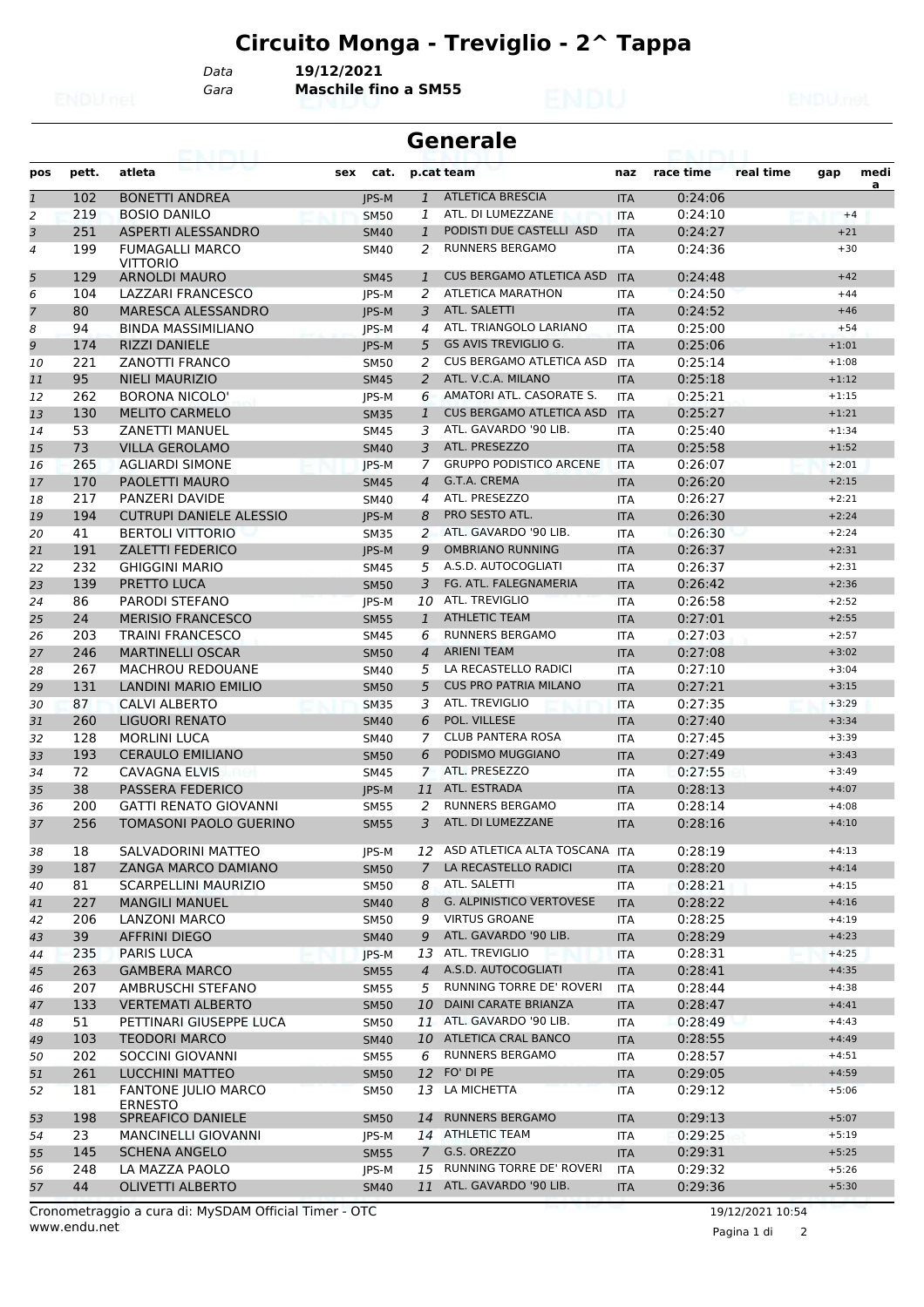# Circuito Monga - Treviglio - 2^ Tappa

Data **19/12/2021**
Gara **Maschile fino a SM55**

## Generale

| pos | pett. | atleta | sex | cat. | p.cat | team | naz | race time | real time | gap | media |
|---|---|---|---|---|---|---|---|---|---|---|---|
| 1 | 102 | BONETTI ANDREA | | JPS-M | 1 | ATLETICA BRESCIA | ITA | 0:24:06 | | | |
| 2 | 219 | BOSIO DANILO | | SM50 | 1 | ATL. DI LUMEZZANE | ITA | 0:24:10 | | +4 | |
| 3 | 251 | ASPERTI ALESSANDRO | | SM40 | 1 | PODISTI DUE CASTELLI ASD | ITA | 0:24:27 | | +21 | |
| 4 | 199 | FUMAGALLI MARCO VITTORIO | | SM40 | 2 | RUNNERS BERGAMO | ITA | 0:24:36 | | +30 | |
| 5 | 129 | ARNOLDI MAURO | | SM45 | 1 | CUS BERGAMO ATLETICA ASD | ITA | 0:24:48 | | +42 | |
| 6 | 104 | LAZZARI FRANCESCO | | JPS-M | 2 | ATLETICA MARATHON | ITA | 0:24:50 | | +44 | |
| 7 | 80 | MARESCA ALESSANDRO | | JPS-M | 3 | ATL. SALETTI | ITA | 0:24:52 | | +46 | |
| 8 | 94 | BINDA MASSIMILIANO | | JPS-M | 4 | ATL. TRIANGOLO LARIANO | ITA | 0:25:00 | | +54 | |
| 9 | 174 | RIZZI DANIELE | | JPS-M | 5 | GS AVIS TREVIGLIO G. | ITA | 0:25:06 | | +1:01 | |
| 10 | 221 | ZANOTTI FRANCO | | SM50 | 2 | CUS BERGAMO ATLETICA ASD | ITA | 0:25:14 | | +1:08 | |
| 11 | 95 | NIELI MAURIZIO | | SM45 | 2 | ATL. V.C.A. MILANO | ITA | 0:25:18 | | +1:12 | |
| 12 | 262 | BORONA NICOLO' | | JPS-M | 6 | AMATORI ATL. CASORATE S. | ITA | 0:25:21 | | +1:15 | |
| 13 | 130 | MELITO CARMELO | | SM35 | 1 | CUS BERGAMO ATLETICA ASD | ITA | 0:25:27 | | +1:21 | |
| 14 | 53 | ZANETTI MANUEL | | SM45 | 3 | ATL. GAVARDO '90 LIB. | ITA | 0:25:40 | | +1:34 | |
| 15 | 73 | VILLA GEROLAMO | | SM40 | 3 | ATL. PRESEZZO | ITA | 0:25:58 | | +1:52 | |
| 16 | 265 | AGLIARDI SIMONE | | JPS-M | 7 | GRUPPO PODISTICO ARCENE | ITA | 0:26:07 | | +2:01 | |
| 17 | 170 | PAOLETTI MAURO | | SM45 | 4 | G.T.A. CREMA | ITA | 0:26:20 | | +2:15 | |
| 18 | 217 | PANZERI DAVIDE | | SM40 | 4 | ATL. PRESEZZO | ITA | 0:26:27 | | +2:21 | |
| 19 | 194 | CUTRUPI DANIELE ALESSIO | | JPS-M | 8 | PRO SESTO ATL. | ITA | 0:26:30 | | +2:24 | |
| 20 | 41 | BERTOLI VITTORIO | | SM35 | 2 | ATL. GAVARDO '90 LIB. | ITA | 0:26:30 | | +2:24 | |
| 21 | 191 | ZALETTI FEDERICO | | JPS-M | 9 | OMBRIANO RUNNING | ITA | 0:26:37 | | +2:31 | |
| 22 | 232 | GHIGGINI MARIO | | SM45 | 5 | A.S.D. AUTOCOGLIATI | ITA | 0:26:37 | | +2:31 | |
| 23 | 139 | PRETTO LUCA | | SM50 | 3 | FG. ATL. FALEGNAMERIA | ITA | 0:26:42 | | +2:36 | |
| 24 | 86 | PARODI STEFANO | | JPS-M | 10 | ATL. TREVIGLIO | ITA | 0:26:58 | | +2:52 | |
| 25 | 24 | MERISIO FRANCESCO | | SM55 | 1 | ATHLETIC TEAM | ITA | 0:27:01 | | +2:55 | |
| 26 | 203 | TRAINI FRANCESCO | | SM45 | 6 | RUNNERS BERGAMO | ITA | 0:27:03 | | +2:57 | |
| 27 | 246 | MARTINELLI OSCAR | | SM50 | 4 | ARIENI TEAM | ITA | 0:27:08 | | +3:02 | |
| 28 | 267 | MACHROU REDOUANE | | SM40 | 5 | LA RECASTELLO RADICI | ITA | 0:27:10 | | +3:04 | |
| 29 | 131 | LANDINI MARIO EMILIO | | SM50 | 5 | CUS PRO PATRIA MILANO | ITA | 0:27:21 | | +3:15 | |
| 30 | 87 | CALVI ALBERTO | | SM35 | 3 | ATL. TREVIGLIO | ITA | 0:27:35 | | +3:29 | |
| 31 | 260 | LIGUORI RENATO | | SM40 | 6 | POL. VILLESE | ITA | 0:27:40 | | +3:34 | |
| 32 | 128 | MORLINI LUCA | | SM40 | 7 | CLUB PANTERA ROSA | ITA | 0:27:45 | | +3:39 | |
| 33 | 193 | CERAULO EMILIANO | | SM50 | 6 | PODISMO MUGGIANO | ITA | 0:27:49 | | +3:43 | |
| 34 | 72 | CAVAGNA ELVIS | | SM45 | 7 | ATL. PRESEZZO | ITA | 0:27:55 | | +3:49 | |
| 35 | 38 | PASSERA FEDERICO | | JPS-M | 11 | ATL. ESTRADA | ITA | 0:28:13 | | +4:07 | |
| 36 | 200 | GATTI RENATO GIOVANNI | | SM55 | 2 | RUNNERS BERGAMO | ITA | 0:28:14 | | +4:08 | |
| 37 | 256 | TOMASONI PAOLO GUERINO | | SM55 | 3 | ATL. DI LUMEZZANE | ITA | 0:28:16 | | +4:10 | |
| 38 | 18 | SALVADORINI MATTEO | | JPS-M | 12 | ASD ATLETICA ALTA TOSCANA | ITA | 0:28:19 | | +4:13 | |
| 39 | 187 | ZANGA MARCO DAMIANO | | SM50 | 7 | LA RECASTELLO RADICI | ITA | 0:28:20 | | +4:14 | |
| 40 | 81 | SCARPELLINI MAURIZIO | | SM50 | 8 | ATL. SALETTI | ITA | 0:28:21 | | +4:15 | |
| 41 | 227 | MANGILI MANUEL | | SM40 | 8 | G. ALPINISTICO VERTOVESE | ITA | 0:28:22 | | +4:16 | |
| 42 | 206 | LANZONI MARCO | | SM50 | 9 | VIRTUS GROANE | ITA | 0:28:25 | | +4:19 | |
| 43 | 39 | AFFRINI DIEGO | | SM40 | 9 | ATL. GAVARDO '90 LIB. | ITA | 0:28:29 | | +4:23 | |
| 44 | 235 | PARIS LUCA | | JPS-M | 13 | ATL. TREVIGLIO | ITA | 0:28:31 | | +4:25 | |
| 45 | 263 | GAMBERA MARCO | | SM55 | 4 | A.S.D. AUTOCOGLIATI | ITA | 0:28:41 | | +4:35 | |
| 46 | 207 | AMBRUSCHI STEFANO | | SM55 | 5 | RUNNING TORRE DE' ROVERI | ITA | 0:28:44 | | +4:38 | |
| 47 | 133 | VERTEMATI ALBERTO | | SM50 | 10 | DAINI CARATE BRIANZA | ITA | 0:28:47 | | +4:41 | |
| 48 | 51 | PETTINARI GIUSEPPE LUCA | | SM50 | 11 | ATL. GAVARDO '90 LIB. | ITA | 0:28:49 | | +4:43 | |
| 49 | 103 | TEODORI MARCO | | SM40 | 10 | ATLETICA CRAL BANCO | ITA | 0:28:55 | | +4:49 | |
| 50 | 202 | SOCCINI GIOVANNI | | SM55 | 6 | RUNNERS BERGAMO | ITA | 0:28:57 | | +4:51 | |
| 51 | 261 | LUCCHINI MATTEO | | SM50 | 12 | FO' DI PE | ITA | 0:29:05 | | +4:59 | |
| 52 | 181 | FANTONE JULIO MARCO ERNESTO | | SM50 | 13 | LA MICHETTA | ITA | 0:29:12 | | +5:06 | |
| 53 | 198 | SPREAFICO DANIELE | | SM50 | 14 | RUNNERS BERGAMO | ITA | 0:29:13 | | +5:07 | |
| 54 | 23 | MANCINELLI GIOVANNI | | JPS-M | 14 | ATHLETIC TEAM | ITA | 0:29:25 | | +5:19 | |
| 55 | 145 | SCHENA ANGELO | | SM55 | 7 | G.S. OREZZO | ITA | 0:29:31 | | +5:25 | |
| 56 | 248 | LA MAZZA PAOLO | | JPS-M | 15 | RUNNING TORRE DE' ROVERI | ITA | 0:29:32 | | +5:26 | |
| 57 | 44 | OLIVETTI ALBERTO | | SM40 | 11 | ATL. GAVARDO '90 LIB. | ITA | 0:29:36 | | +5:30 | |

Cronometraggio a cura di: MySDAM Official Timer - OTC
www.endu.net
19/12/2021 10:54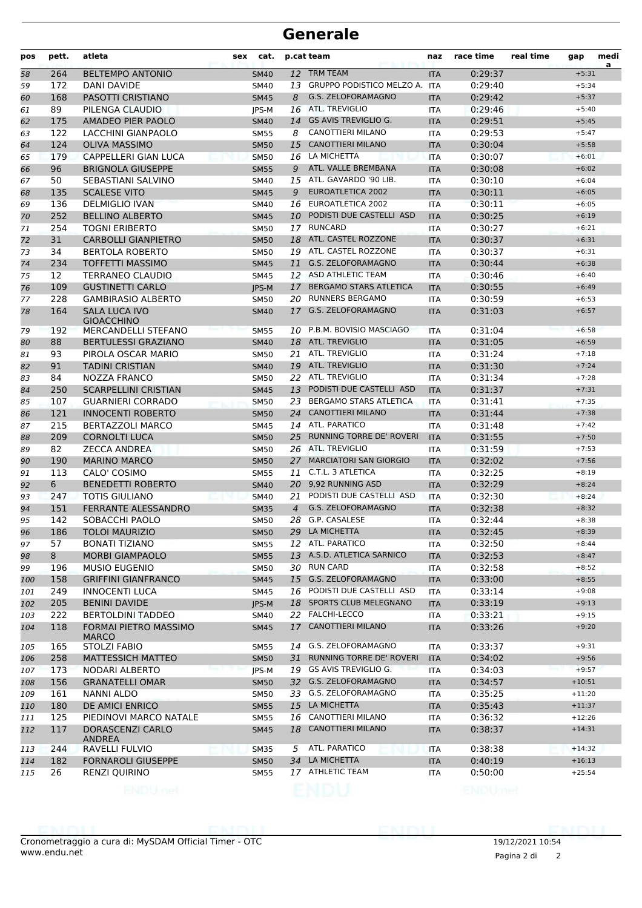# Generale

| pos | pett. | atleta | sex | cat. | p.cat | team | naz | race time | real time | gap | media |
|---|---|---|---|---|---|---|---|---|---|---|---|
| 58 | 264 | BELTEMPO ANTONIO | | SM40 | 12 | TRM TEAM | ITA | 0:29:37 | | +5:31 | |
| 59 | 172 | DANI DAVIDE | | SM40 | 13 | GRUPPO PODISTICO MELZO A. | ITA | 0:29:40 | | +5:34 | |
| 60 | 168 | PASOTTI CRISTIANO | | SM45 | 8 | G.S. ZELOFORAMAGNO | ITA | 0:29:42 | | +5:37 | |
| 61 | 89 | PILENGA CLAUDIO | | JPS-M | 16 | ATL. TREVIGLIO | ITA | 0:29:46 | | +5:40 | |
| 62 | 175 | AMADEO PIER PAOLO | | SM40 | 14 | GS AVIS TREVIGLIO G. | ITA | 0:29:51 | | +5:45 | |
| 63 | 122 | LACCHINI GIANPAOLO | | SM55 | 8 | CANOTTIERI MILANO | ITA | 0:29:53 | | +5:47 | |
| 64 | 124 | OLIVA MASSIMO | | SM50 | 15 | CANOTTIERI MILANO | ITA | 0:30:04 | | +5:58 | |
| 65 | 179 | CAPPELLERI GIAN LUCA | | SM50 | 16 | LA MICHETTA | ITA | 0:30:07 | | +6:01 | |
| 66 | 96 | BRIGNOLA GIUSEPPE | | SM55 | 9 | ATL. VALLE BREMBANA | ITA | 0:30:08 | | +6:02 | |
| 67 | 50 | SEBASTIANI SALVINO | | SM40 | 15 | ATL. GAVARDO '90 LIB. | ITA | 0:30:10 | | +6:04 | |
| 68 | 135 | SCALESE VITO | | SM45 | 9 | EUROATLETICA 2002 | ITA | 0:30:11 | | +6:05 | |
| 69 | 136 | DELMIGLIO IVAN | | SM40 | 16 | EUROATLETICA 2002 | ITA | 0:30:11 | | +6:05 | |
| 70 | 252 | BELLINO ALBERTO | | SM45 | 10 | PODISTI DUE CASTELLI ASD | ITA | 0:30:25 | | +6:19 | |
| 71 | 254 | TOGNI ERIBERTO | | SM50 | 17 | RUNCARD | ITA | 0:30:27 | | +6:21 | |
| 72 | 31 | CARBOLLI GIANPIETRO | | SM50 | 18 | ATL. CASTEL ROZZONE | ITA | 0:30:37 | | +6:31 | |
| 73 | 34 | BERTOLA ROBERTO | | SM50 | 19 | ATL. CASTEL ROZZONE | ITA | 0:30:37 | | +6:31 | |
| 74 | 234 | TOFFETTI MASSIMO | | SM45 | 11 | G.S. ZELOFORAMAGNO | ITA | 0:30:44 | | +6:38 | |
| 75 | 12 | TERRANEO CLAUDIO | | SM45 | 12 | ASD ATHLETIC TEAM | ITA | 0:30:46 | | +6:40 | |
| 76 | 109 | GUSTINETTI CARLO | | JPS-M | 17 | BERGAMO STARS ATLETICA | ITA | 0:30:55 | | +6:49 | |
| 77 | 228 | GAMBIRASIO ALBERTO | | SM50 | 20 | RUNNERS BERGAMO | ITA | 0:30:59 | | +6:53 | |
| 78 | 164 | SALA LUCA IVO GIOACCHINO | | SM40 | 17 | G.S. ZELOFORAMAGNO | ITA | 0:31:03 | | +6:57 | |
| 79 | 192 | MERCANDELLI STEFANO | | SM55 | 10 | P.B.M. BOVISIO MASCIAGO | ITA | 0:31:04 | | +6:58 | |
| 80 | 88 | BERTULESSI GRAZIANO | | SM40 | 18 | ATL. TREVIGLIO | ITA | 0:31:05 | | +6:59 | |
| 81 | 93 | PIROLA OSCAR MARIO | | SM50 | 21 | ATL. TREVIGLIO | ITA | 0:31:24 | | +7:18 | |
| 82 | 91 | TADINI CRISTIAN | | SM40 | 19 | ATL. TREVIGLIO | ITA | 0:31:30 | | +7:24 | |
| 83 | 84 | NOZZA FRANCO | | SM50 | 22 | ATL. TREVIGLIO | ITA | 0:31:34 | | +7:28 | |
| 84 | 250 | SCARPELLINI CRISTIAN | | SM45 | 13 | PODISTI DUE CASTELLI ASD | ITA | 0:31:37 | | +7:31 | |
| 85 | 107 | GUARNIERI CORRADO | | SM50 | 23 | BERGAMO STARS ATLETICA | ITA | 0:31:41 | | +7:35 | |
| 86 | 121 | INNOCENTI ROBERTO | | SM50 | 24 | CANOTTIERI MILANO | ITA | 0:31:44 | | +7:38 | |
| 87 | 215 | BERTAZZOLI MARCO | | SM45 | 14 | ATL. PARATICO | ITA | 0:31:48 | | +7:42 | |
| 88 | 209 | CORNOLTI LUCA | | SM50 | 25 | RUNNING TORRE DE' ROVERI | ITA | 0:31:55 | | +7:50 | |
| 89 | 82 | ZECCA ANDREA | | SM50 | 26 | ATL. TREVIGLIO | ITA | 0:31:59 | | +7:53 | |
| 90 | 190 | MARINO MARCO | | SM50 | 27 | MARCIATORI SAN GIORGIO | ITA | 0:32:02 | | +7:56 | |
| 91 | 113 | CALO' COSIMO | | SM55 | 11 | C.T.L. 3 ATLETICA | ITA | 0:32:25 | | +8:19 | |
| 92 | 6 | BENEDETTI ROBERTO | | SM40 | 20 | 9,92 RUNNING ASD | ITA | 0:32:29 | | +8:24 | |
| 93 | 247 | TOTIS GIULIANO | | SM40 | 21 | PODISTI DUE CASTELLI ASD | ITA | 0:32:30 | | +8:24 | |
| 94 | 151 | FERRANTE ALESSANDRO | | SM35 | 4 | G.S. ZELOFORAMAGNO | ITA | 0:32:38 | | +8:32 | |
| 95 | 142 | SOBACCHI PAOLO | | SM50 | 28 | G.P. CASALESE | ITA | 0:32:44 | | +8:38 | |
| 96 | 186 | TOLOI MAURIZIO | | SM50 | 29 | LA MICHETTA | ITA | 0:32:45 | | +8:39 | |
| 97 | 57 | BONATI TIZIANO | | SM55 | 12 | ATL. PARATICO | ITA | 0:32:50 | | +8:44 | |
| 98 | 8 | MORBI GIAMPAOLO | | SM55 | 13 | A.S.D. ATLETICA SARNICO | ITA | 0:32:53 | | +8:47 | |
| 99 | 196 | MUSIO EUGENIO | | SM50 | 30 | RUN CARD | ITA | 0:32:58 | | +8:52 | |
| 100 | 158 | GRIFFINI GIANFRANCO | | SM45 | 15 | G.S. ZELOFORAMAGNO | ITA | 0:33:00 | | +8:55 | |
| 101 | 249 | INNOCENTI LUCA | | SM45 | 16 | PODISTI DUE CASTELLI ASD | ITA | 0:33:14 | | +9:08 | |
| 102 | 205 | BENINI DAVIDE | | JPS-M | 18 | SPORTS CLUB MELEGNANO | ITA | 0:33:19 | | +9:13 | |
| 103 | 222 | BERTOLDINI TADDEO | | SM40 | 22 | FALCHI-LECCO | ITA | 0:33:21 | | +9:15 | |
| 104 | 118 | FORMAI PIETRO MASSIMO MARCO | | SM45 | 17 | CANOTTIERI MILANO | ITA | 0:33:26 | | +9:20 | |
| 105 | 165 | STOLZI FABIO | | SM55 | 14 | G.S. ZELOFORAMAGNO | ITA | 0:33:37 | | +9:31 | |
| 106 | 258 | MATTESSICH MATTEO | | SM50 | 31 | RUNNING TORRE DE' ROVERI | ITA | 0:34:02 | | +9:56 | |
| 107 | 173 | NODARI ALBERTO | | JPS-M | 19 | GS AVIS TREVIGLIO G. | ITA | 0:34:03 | | +9:57 | |
| 108 | 156 | GRANATELLI OMAR | | SM50 | 32 | G.S. ZELOFORAMAGNO | ITA | 0:34:57 | | +10:51 | |
| 109 | 161 | NANNI ALDO | | SM50 | 33 | G.S. ZELOFORAMAGNO | ITA | 0:35:25 | | +11:20 | |
| 110 | 180 | DE AMICI ENRICO | | SM55 | 15 | LA MICHETTA | ITA | 0:35:43 | | +11:37 | |
| 111 | 125 | PIEDINOVI MARCO NATALE | | SM55 | 16 | CANOTTIERI MILANO | ITA | 0:36:32 | | +12:26 | |
| 112 | 117 | DORASCENZI CARLO ANDREA | | SM45 | 18 | CANOTTIERI MILANO | ITA | 0:38:37 | | +14:31 | |
| 113 | 244 | RAVELLI FULVIO | | SM35 | 5 | ATL. PARATICO | ITA | 0:38:38 | | +14:32 | |
| 114 | 182 | FORNAROLI GIUSEPPE | | SM50 | 34 | LA MICHETTA | ITA | 0:40:19 | | +16:13 | |
| 115 | 26 | RENZI QUIRINO | | SM55 | 17 | ATHLETIC TEAM | ITA | 0:50:00 | | +25:54 | |

Cronometraggio a cura di: MySDAM Official Timer - OTC
www.endu.net

19/12/2021 10:54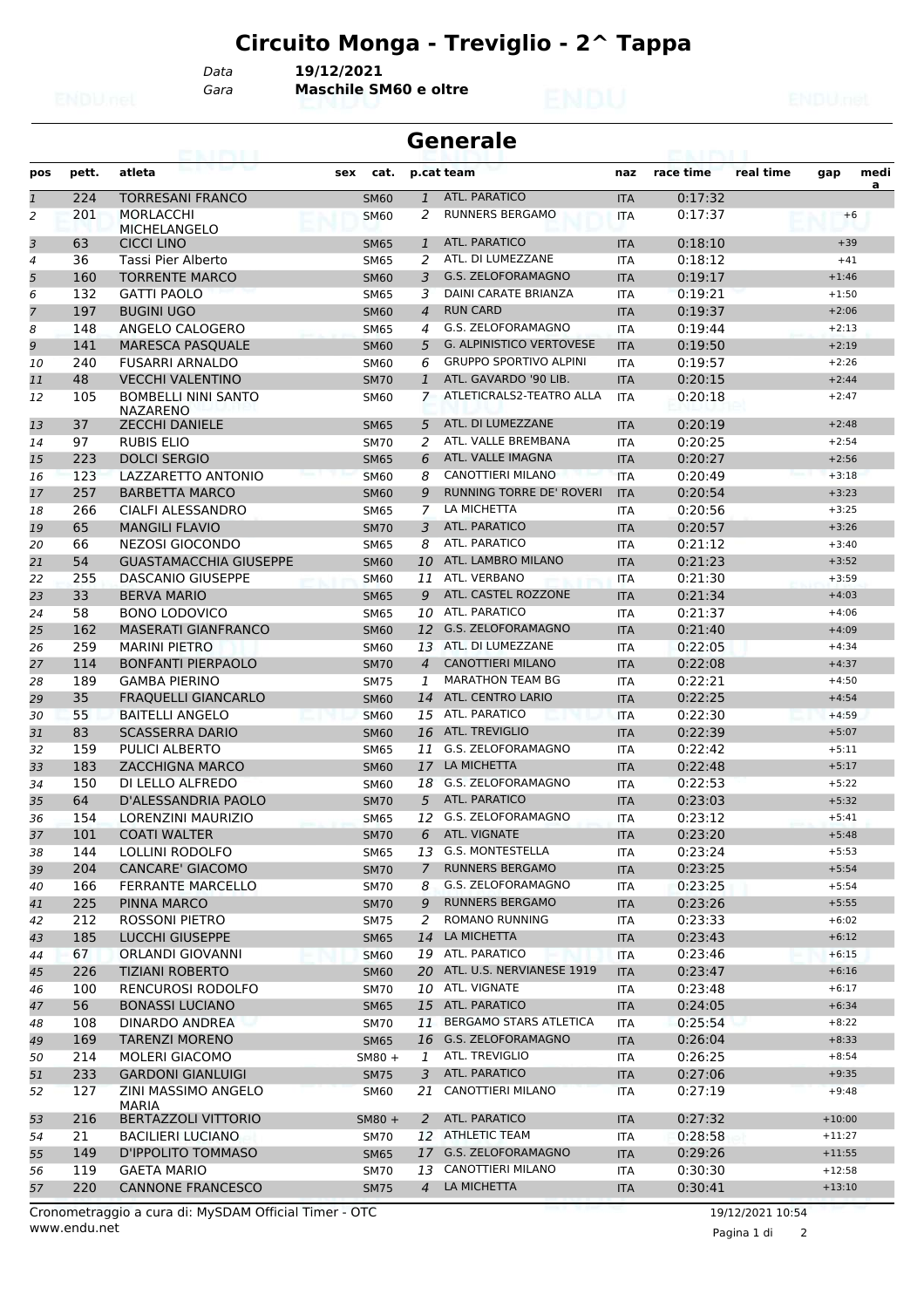# Circuito Monga - Treviglio - 2^ Tappa

Data **19/12/2021**
Gara **Maschile SM60 e oltre**

## Generale

| pos | pett. | atleta | sex | cat. | p.cat | team | naz | race time | real time | gap | media |
|---|---|---|---|---|---|---|---|---|---|---|---|
| 1 | 224 | TORRESANI FRANCO | | SM60 | 1 | ATL. PARATICO | ITA | 0:17:32 | | | |
| 2 | 201 | MORLACCHI MICHELANGELO | | SM60 | 2 | RUNNERS BERGAMO | ITA | 0:17:37 | | +6 | |
| 3 | 63 | CICCI LINO | | SM65 | 1 | ATL. PARATICO | ITA | 0:18:10 | | +39 | |
| 4 | 36 | Tassi Pier Alberto | | SM65 | 2 | ATL. DI LUMEZZANE | ITA | 0:18:12 | | +41 | |
| 5 | 160 | TORRENTE MARCO | | SM60 | 3 | G.S. ZELOFORAMAGNO | ITA | 0:19:17 | | +1:46 | |
| 6 | 132 | GATTI PAOLO | | SM65 | 3 | DAINI CARATE BRIANZA | ITA | 0:19:21 | | +1:50 | |
| 7 | 197 | BUGINI UGO | | SM60 | 4 | RUN CARD | ITA | 0:19:37 | | +2:06 | |
| 8 | 148 | ANGELO CALOGERO | | SM65 | 4 | G.S. ZELOFORAMAGNO | ITA | 0:19:44 | | +2:13 | |
| 9 | 141 | MARESCA PASQUALE | | SM60 | 5 | G. ALPINISTICO VERTOVESE | ITA | 0:19:50 | | +2:19 | |
| 10 | 240 | FUSARRI ARNALDO | | SM60 | 6 | GRUPPO SPORTIVO ALPINI | ITA | 0:19:57 | | +2:26 | |
| 11 | 48 | VECCHI VALENTINO | | SM70 | 1 | ATL. GAVARDO '90 LIB. | ITA | 0:20:15 | | +2:44 | |
| 12 | 105 | BOMBELLI NINI SANTO NAZARENO | | SM60 | 7 | ATLETICRALS2-TEATRO ALLA | ITA | 0:20:18 | | +2:47 | |
| 13 | 37 | ZECCHI DANIELE | | SM65 | 5 | ATL. DI LUMEZZANE | ITA | 0:20:19 | | +2:48 | |
| 14 | 97 | RUBIS ELIO | | SM70 | 2 | ATL. VALLE BREMBANA | ITA | 0:20:25 | | +2:54 | |
| 15 | 223 | DOLCI SERGIO | | SM65 | 6 | ATL. VALLE IMAGNA | ITA | 0:20:27 | | +2:56 | |
| 16 | 123 | LAZZARETTO ANTONIO | | SM60 | 8 | CANOTTIERI MILANO | ITA | 0:20:49 | | +3:18 | |
| 17 | 257 | BARBETTA MARCO | | SM60 | 9 | RUNNING TORRE DE' ROVERI | ITA | 0:20:54 | | +3:23 | |
| 18 | 266 | CIALFI ALESSANDRO | | SM65 | 7 | LA MICHETTA | ITA | 0:20:56 | | +3:25 | |
| 19 | 65 | MANGILI FLAVIO | | SM70 | 3 | ATL. PARATICO | ITA | 0:20:57 | | +3:26 | |
| 20 | 66 | NEZOSI GIOCONDO | | SM65 | 8 | ATL. PARATICO | ITA | 0:21:12 | | +3:40 | |
| 21 | 54 | GUASTAMACCHIA GIUSEPPE | | SM60 | 10 | ATL. LAMBRO MILANO | ITA | 0:21:23 | | +3:52 | |
| 22 | 255 | DASCANIO GIUSEPPE | | SM60 | 11 | ATL. VERBANO | ITA | 0:21:30 | | +3:59 | |
| 23 | 33 | BERVA MARIO | | SM65 | 9 | ATL. CASTEL ROZZONE | ITA | 0:21:34 | | +4:03 | |
| 24 | 58 | BONO LODOVICO | | SM65 | 10 | ATL. PARATICO | ITA | 0:21:37 | | +4:06 | |
| 25 | 162 | MASERATI GIANFRANCO | | SM60 | 12 | G.S. ZELOFORAMAGNO | ITA | 0:21:40 | | +4:09 | |
| 26 | 259 | MARINI PIETRO | | SM60 | 13 | ATL. DI LUMEZZANE | ITA | 0:22:05 | | +4:34 | |
| 27 | 114 | BONFANTI PIERPAOLO | | SM70 | 4 | CANOTTIERI MILANO | ITA | 0:22:08 | | +4:37 | |
| 28 | 189 | GAMBA PIERINO | | SM75 | 1 | MARATHON TEAM BG | ITA | 0:22:21 | | +4:50 | |
| 29 | 35 | FRAQUELLI GIANCARLO | | SM60 | 14 | ATL. CENTRO LARIO | ITA | 0:22:25 | | +4:54 | |
| 30 | 55 | BAITELLI ANGELO | | SM60 | 15 | ATL. PARATICO | ITA | 0:22:30 | | +4:59 | |
| 31 | 83 | SCASSERRA DARIO | | SM60 | 16 | ATL. TREVIGLIO | ITA | 0:22:39 | | +5:07 | |
| 32 | 159 | PULICI ALBERTO | | SM65 | 11 | G.S. ZELOFORAMAGNO | ITA | 0:22:42 | | +5:11 | |
| 33 | 183 | ZACCHIGNA MARCO | | SM60 | 17 | LA MICHETTA | ITA | 0:22:48 | | +5:17 | |
| 34 | 150 | DI LELLO ALFREDO | | SM60 | 18 | G.S. ZELOFORAMAGNO | ITA | 0:22:53 | | +5:22 | |
| 35 | 64 | D'ALESSANDRIA PAOLO | | SM70 | 5 | ATL. PARATICO | ITA | 0:23:03 | | +5:32 | |
| 36 | 154 | LORENZINI MAURIZIO | | SM65 | 12 | G.S. ZELOFORAMAGNO | ITA | 0:23:12 | | +5:41 | |
| 37 | 101 | COATI WALTER | | SM70 | 6 | ATL. VIGNATE | ITA | 0:23:20 | | +5:48 | |
| 38 | 144 | LOLLINI RODOLFO | | SM65 | 13 | G.S. MONTESTELLA | ITA | 0:23:24 | | +5:53 | |
| 39 | 204 | CANCARE' GIACOMO | | SM70 | 7 | RUNNERS BERGAMO | ITA | 0:23:25 | | +5:54 | |
| 40 | 166 | FERRANTE MARCELLO | | SM70 | 8 | G.S. ZELOFORAMAGNO | ITA | 0:23:25 | | +5:54 | |
| 41 | 225 | PINNA MARCO | | SM70 | 9 | RUNNERS BERGAMO | ITA | 0:23:26 | | +5:55 | |
| 42 | 212 | ROSSONI PIETRO | | SM75 | 2 | ROMANO RUNNING | ITA | 0:23:33 | | +6:02 | |
| 43 | 185 | LUCCHI GIUSEPPE | | SM65 | 14 | LA MICHETTA | ITA | 0:23:43 | | +6:12 | |
| 44 | 67 | ORLANDI GIOVANNI | | SM60 | 19 | ATL. PARATICO | ITA | 0:23:46 | | +6:15 | |
| 45 | 226 | TIZIANI ROBERTO | | SM60 | 20 | ATL. U.S. NERVIANESE 1919 | ITA | 0:23:47 | | +6:16 | |
| 46 | 100 | RENCUROSI RODOLFO | | SM70 | 10 | ATL. VIGNATE | ITA | 0:23:48 | | +6:17 | |
| 47 | 56 | BONASSI LUCIANO | | SM65 | 15 | ATL. PARATICO | ITA | 0:24:05 | | +6:34 | |
| 48 | 108 | DINARDO ANDREA | | SM70 | 11 | BERGAMO STARS ATLETICA | ITA | 0:25:54 | | +8:22 | |
| 49 | 169 | TARENZI MORENO | | SM65 | 16 | G.S. ZELOFORAMAGNO | ITA | 0:26:04 | | +8:33 | |
| 50 | 214 | MOLERI GIACOMO | | SM80 + | 1 | ATL. TREVIGLIO | ITA | 0:26:25 | | +8:54 | |
| 51 | 233 | GARDONI GIANLUIGI | | SM75 | 3 | ATL. PARATICO | ITA | 0:27:06 | | +9:35 | |
| 52 | 127 | ZINI MASSIMO ANGELO MARIA | | SM60 | 21 | CANOTTIERI MILANO | ITA | 0:27:19 | | +9:48 | |
| 53 | 216 | BERTAZZOLI VITTORIO | | SM80 + | 2 | ATL. PARATICO | ITA | 0:27:32 | | +10:00 | |
| 54 | 21 | BACILIERI LUCIANO | | SM70 | 12 | ATHLETIC TEAM | ITA | 0:28:58 | | +11:27 | |
| 55 | 149 | D'IPPOLITO TOMMASO | | SM65 | 17 | G.S. ZELOFORAMAGNO | ITA | 0:29:26 | | +11:55 | |
| 56 | 119 | GAETA MARIO | | SM70 | 13 | CANOTTIERI MILANO | ITA | 0:30:30 | | +12:58 | |
| 57 | 220 | CANNONE FRANCESCO | | SM75 | 4 | LA MICHETTA | ITA | 0:30:41 | | +13:10 | |

Cronometraggio a cura di: MySDAM Official Timer - OTC
www.endu.net

19/12/2021 10:54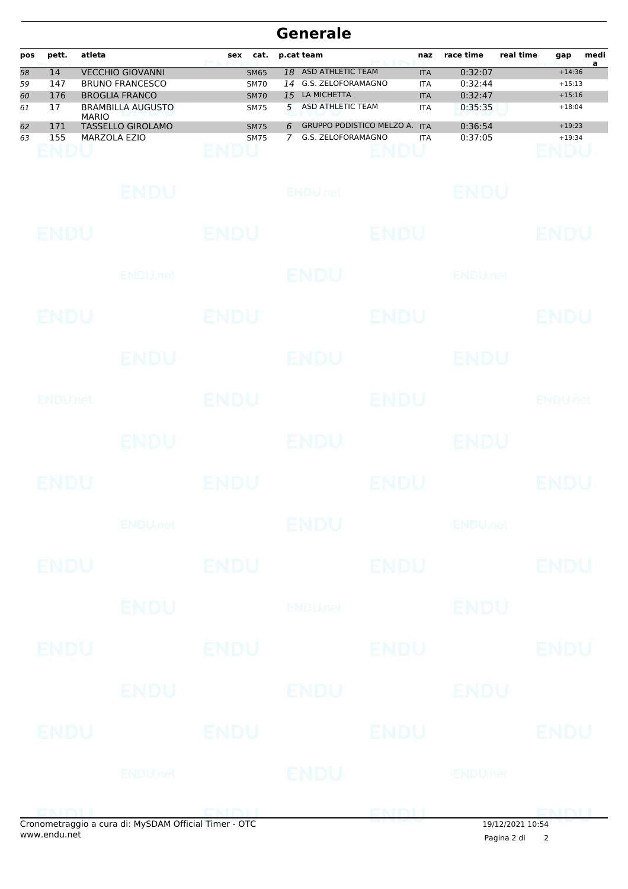# Generale

| pos | pett. | atleta | sex | cat. | p.cat | team | naz | race time | real time | gap | media |
|---|---|---|---|---|---|---|---|---|---|---|---|
| 58 | 14 | VECCHIO GIOVANNI | | SM65 | 18 | ASD ATHLETIC TEAM | ITA | 0:32:07 | | +14:36 | |
| 59 | 147 | BRUNO FRANCESCO | | SM70 | 14 | G.S. ZELOFORAMAGNO | ITA | 0:32:44 | | +15:13 | |
| 60 | 176 | BROGLIA FRANCO | | SM70 | 15 | LA MICHETTA | ITA | 0:32:47 | | +15:16 | |
| 61 | 17 | BRAMBILLA AUGUSTO MARIO | | SM75 | 5 | ASD ATHLETIC TEAM | ITA | 0:35:35 | | +18:04 | |
| 62 | 171 | TASSELLO GIROLAMO | | SM75 | 6 | GRUPPO PODISTICO MELZO A. | ITA | 0:36:54 | | +19:23 | |
| 63 | 155 | MARZOLA EZIO | | SM75 | 7 | G.S. ZELOFORAMAGNO | ITA | 0:37:05 | | +19:34 | |

Cronometraggio a cura di: MySDAM Official Timer - OTC
www.endu.net

19/12/2021 10:54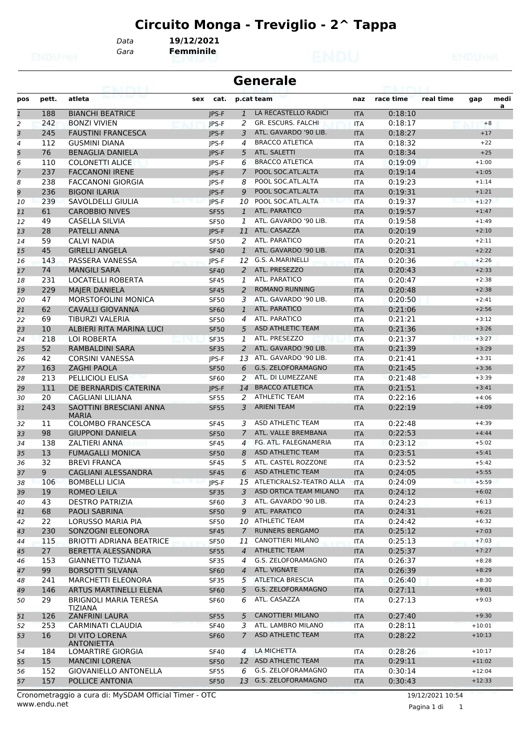# Circuito Monga - Treviglio - 2^ Tappa

Data **19/12/2021**
Gara **Femminile**

## Generale

| pos | pett. | atleta | sex | cat. | p.cat | team | naz | race time | real time | gap | medi a |
|---|---|---|---|---|---|---|---|---|---|---|---|
| 1 | 188 | BIANCHI BEATRICE | | JPS-F | 1 | LA RECASTELLO RADICI | ITA | 0:18:10 | | | |
| 2 | 242 | BONZI VIVIEN | | JPS-F | 2 | GR. ESCURS. FALCHI | ITA | 0:18:17 | | +8 | |
| 3 | 245 | FAUSTINI FRANCESCA | | JPS-F | 3 | ATL. GAVARDO '90 LIB. | ITA | 0:18:27 | | +17 | |
| 4 | 112 | GUSMINI DIANA | | JPS-F | 4 | BRACCO ATLETICA | ITA | 0:18:32 | | +22 | |
| 5 | 76 | BENAGLIA DANIELA | | JPS-F | 5 | ATL. SALETTI | ITA | 0:18:34 | | +25 | |
| 6 | 110 | COLONETTI ALICE | | JPS-F | 6 | BRACCO ATLETICA | ITA | 0:19:09 | | +1:00 | |
| 7 | 237 | FACCANONI IRENE | | JPS-F | 7 | POOL SOC.ATL.ALTA | ITA | 0:19:14 | | +1:05 | |
| 8 | 238 | FACCANONI GIORGIA | | JPS-F | 8 | POOL SOC.ATL.ALTA | ITA | 0:19:23 | | +1:14 | |
| 9 | 236 | BIGONI ILARIA | | JPS-F | 9 | POOL SOC.ATL.ALTA | ITA | 0:19:31 | | +1:21 | |
| 10 | 239 | SAVOLDELLI GIULIA | | JPS-F | 10 | POOL SOC.ATL.ALTA | ITA | 0:19:37 | | +1:27 | |
| 11 | 61 | CAROBBIO NIVES | | SF55 | 1 | ATL. PARATICO | ITA | 0:19:57 | | +1:47 | |
| 12 | 49 | CASELLA SILVIA | | SF50 | 1 | ATL. GAVARDO '90 LIB. | ITA | 0:19:58 | | +1:49 | |
| 13 | 28 | PATELLI ANNA | | JPS-F | 11 | ATL. CASAZZA | ITA | 0:20:19 | | +2:10 | |
| 14 | 59 | CALVI NADIA | | SF50 | 2 | ATL. PARATICO | ITA | 0:20:21 | | +2:11 | |
| 15 | 45 | GIRELLI ANGELA | | SF40 | 1 | ATL. GAVARDO '90 LIB. | ITA | 0:20:31 | | +2:22 | |
| 16 | 143 | PASSERA VANESSA | | JPS-F | 12 | G.S. A.MARINELLI | ITA | 0:20:36 | | +2:26 | |
| 17 | 74 | MANGILI SARA | | SF40 | 2 | ATL. PRESEZZO | ITA | 0:20:43 | | +2:33 | |
| 18 | 231 | LOCATELLI ROBERTA | | SF45 | 1 | ATL. PARATICO | ITA | 0:20:47 | | +2:38 | |
| 19 | 229 | MAJER DANIELA | | SF45 | 2 | ROMANO RUNNING | ITA | 0:20:48 | | +2:38 | |
| 20 | 47 | MORSTOFOLINI MONICA | | SF50 | 3 | ATL. GAVARDO '90 LIB. | ITA | 0:20:50 | | +2:41 | |
| 21 | 62 | CAVALLI GIOVANNA | | SF60 | 1 | ATL. PARATICO | ITA | 0:21:06 | | +2:56 | |
| 22 | 69 | TIBURZI VALERIA | | SF50 | 4 | ATL. PARATICO | ITA | 0:21:21 | | +3:12 | |
| 23 | 10 | ALBIERI RITA MARINA LUCI | | SF50 | 5 | ASD ATHLETIC TEAM | ITA | 0:21:36 | | +3:26 | |
| 24 | 218 | LOI ROBERTA | | SF35 | 1 | ATL. PRESEZZO | ITA | 0:21:37 | | +3:27 | |
| 25 | 52 | RAMBALDINI SARA | | SF35 | 2 | ATL. GAVARDO '90 LIB. | ITA | 0:21:39 | | +3:29 | |
| 26 | 42 | CORSINI VANESSA | | JPS-F | 13 | ATL. GAVARDO '90 LIB. | ITA | 0:21:41 | | +3:31 | |
| 27 | 163 | ZAGHI PAOLA | | SF50 | 6 | G.S. ZELOFORAMAGNO | ITA | 0:21:45 | | +3:36 | |
| 28 | 213 | PELLICIOLI ELISA | | SF60 | 2 | ATL. DI LUMEZZANE | ITA | 0:21:48 | | +3:39 | |
| 29 | 111 | DE BERNARDIS CATERINA | | JPS-F | 14 | BRACCO ATLETICA | ITA | 0:21:51 | | +3:41 | |
| 30 | 20 | CAGLIANI LILIANA | | SF55 | 2 | ATHLETIC TEAM | ITA | 0:22:16 | | +4:06 | |
| 31 | 243 | SAOTTINI BRESCIANI ANNA MARIA | | SF55 | 3 | ARIENI TEAM | ITA | 0:22:19 | | +4:09 | |
| 32 | 11 | COLOMBO FRANCESCA | | SF45 | 3 | ASD ATHLETIC TEAM | ITA | 0:22:48 | | +4:39 | |
| 33 | 98 | GIUPPONI DANIELA | | SF50 | 7 | ATL. VALLE BREMBANA | ITA | 0:22:53 | | +4:44 | |
| 34 | 138 | ZALTIERI ANNA | | SF45 | 4 | FG. ATL. FALEGNAMERIA | ITA | 0:23:12 | | +5:02 | |
| 35 | 13 | FUMAGALLI MONICA | | SF50 | 8 | ASD ATHLETIC TEAM | ITA | 0:23:51 | | +5:41 | |
| 36 | 32 | BREVI FRANCA | | SF45 | 5 | ATL. CASTEL ROZZONE | ITA | 0:23:52 | | +5:42 | |
| 37 | 9 | CAGLIANI ALESSANDRA | | SF45 | 6 | ASD ATHLETIC TEAM | ITA | 0:24:05 | | +5:55 | |
| 38 | 106 | BOMBELLI LICIA | | JPS-F | 15 | ATLETICRALS2-TEATRO ALLA | ITA | 0:24:09 | | +5:59 | |
| 39 | 19 | ROMEO LEILA | | SF35 | 3 | ASD ORTICA TEAM MILANO | ITA | 0:24:12 | | +6:02 | |
| 40 | 43 | DESTRO PATRIZIA | | SF60 | 3 | ATL. GAVARDO '90 LIB. | ITA | 0:24:23 | | +6:13 | |
| 41 | 68 | PAOLI SABRINA | | SF50 | 9 | ATL. PARATICO | ITA | 0:24:31 | | +6:21 | |
| 42 | 22 | LORUSSO MARIA PIA | | SF50 | 10 | ATHLETIC TEAM | ITA | 0:24:42 | | +6:32 | |
| 43 | 230 | SONZOGNI ELEONORA | | SF45 | 7 | RUNNERS BERGAMO | ITA | 0:25:12 | | +7:03 | |
| 44 | 115 | BRIOTTI ADRIANA BEATRICE | | SF50 | 11 | CANOTTIERI MILANO | ITA | 0:25:13 | | +7:03 | |
| 45 | 27 | BERETTA ALESSANDRA | | SF55 | 4 | ATHLETIC TEAM | ITA | 0:25:37 | | +7:27 | |
| 46 | 153 | GIANNETTO TIZIANA | | SF35 | 4 | G.S. ZELOFORAMAGNO | ITA | 0:26:37 | | +8:28 | |
| 47 | 99 | BORSOTTI SILVANA | | SF60 | 4 | ATL. VIGNATE | ITA | 0:26:39 | | +8:29 | |
| 48 | 241 | MARCHETTI ELEONORA | | SF35 | 5 | ATLETICA BRESCIA | ITA | 0:26:40 | | +8:30 | |
| 49 | 146 | ARTUS MARTINELLI ELENA | | SF60 | 5 | G.S. ZELOFORAMAGNO | ITA | 0:27:11 | | +9:01 | |
| 50 | 29 | BRIGNOLI MARIA TERESA TIZIANA | | SF60 | 6 | ATL. CASAZZA | ITA | 0:27:13 | | +9:03 | |
| 51 | 126 | ZANFRINI LAURA | | SF55 | 5 | CANOTTIERI MILANO | ITA | 0:27:40 | | +9:30 | |
| 52 | 253 | CARMINATI CLAUDIA | | SF40 | 3 | ATL. LAMBRO MILANO | ITA | 0:28:11 | | +10:01 | |
| 53 | 16 | DI VITO LORENA ANTONIETTA | | SF60 | 7 | ASD ATHLETIC TEAM | ITA | 0:28:22 | | +10:13 | |
| 54 | 184 | LOMARTIRE GIORGIA | | SF40 | 4 | LA MICHETTA | ITA | 0:28:26 | | +10:17 | |
| 55 | 15 | MANCINI LORENA | | SF50 | 12 | ASD ATHLETIC TEAM | ITA | 0:29:11 | | +11:02 | |
| 56 | 152 | GIOVANIELLO ANTONELLA | | SF55 | 6 | G.S. ZELOFORAMAGNO | ITA | 0:30:14 | | +12:04 | |
| 57 | 157 | POLLICE ANTONIA | | SF50 | 13 | G.S. ZELOFORAMAGNO | ITA | 0:30:43 | | +12:33 | |

Cronometraggio a cura di: MySDAM Official Timer - OTC
www.endu.net

19/12/2021 10:54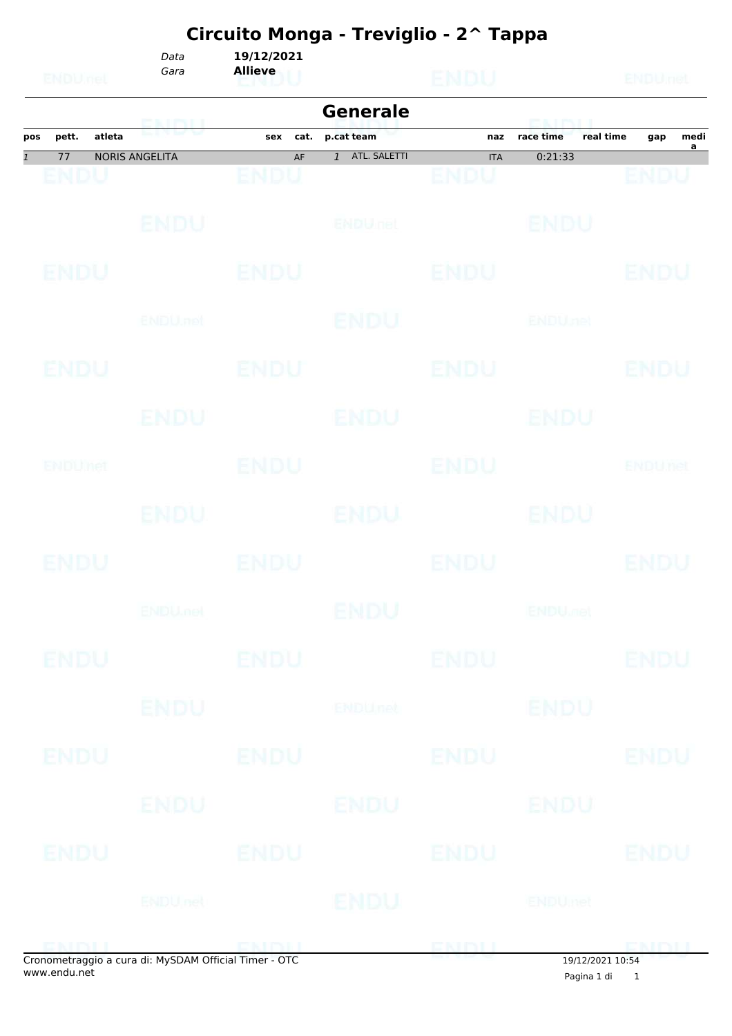# Circuito Monga - Treviglio - 2^ Tappa

*Data* **19/12/2021**
*Gara* **Allieve**

## Generale

| pos | pett. | atleta | sex | cat. | p.cat | team | naz | race time | real time | gap | media |
|---|---|---|---|---|---|---|---|---|---|---|---|
| *1* | 77 | NORIS ANGELITA | | AF | *1* | ATL. SALETTI | ITA | 0:21:33 | | | |

Cronometraggio a cura di: MySDAM Official Timer - OTC
www.endu.net

19/12/2021 10:54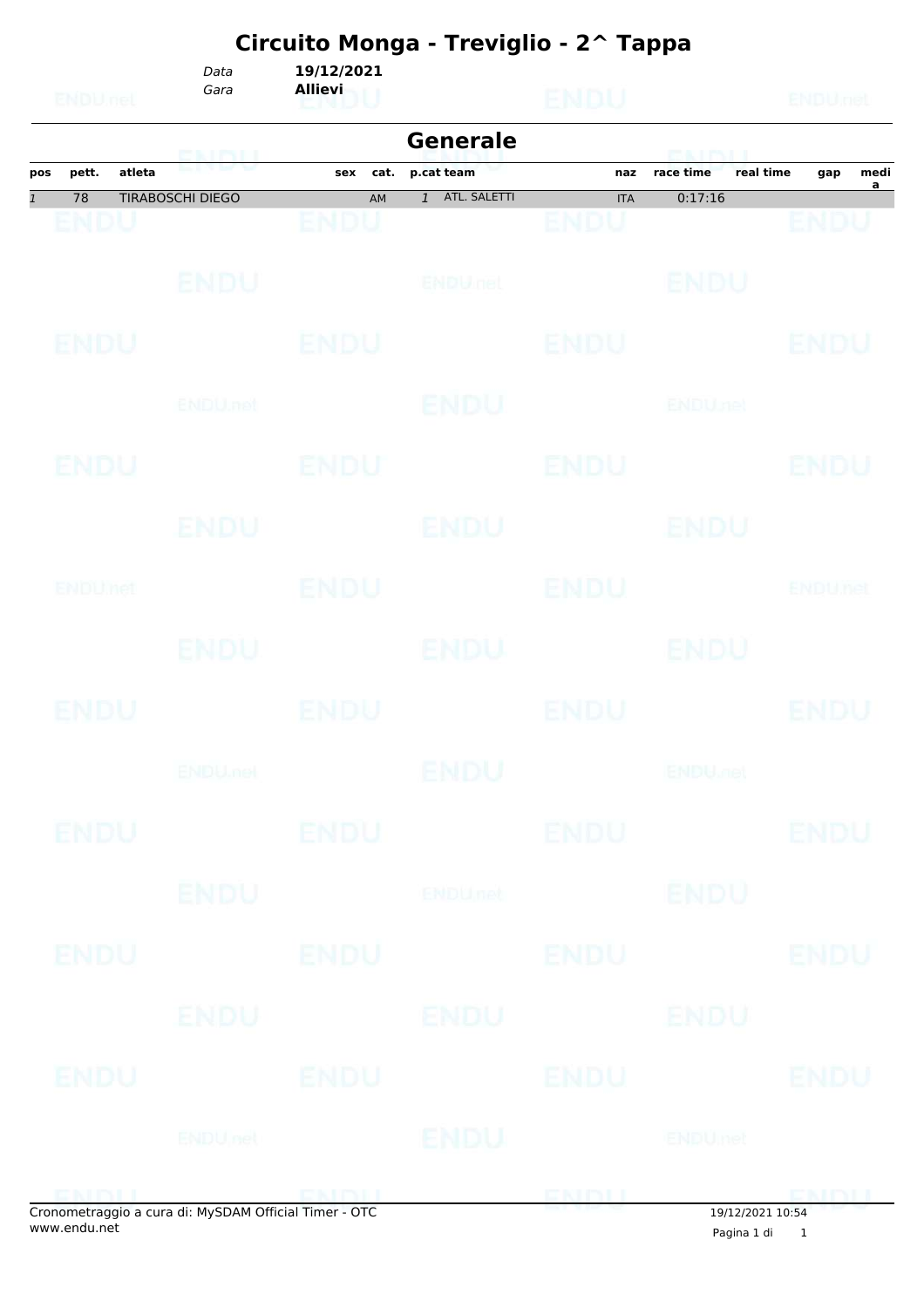# Circuito Monga - Treviglio - 2^ Tappa

*Data* **19/12/2021**
*Gara* **Allievi**

## Generale

| pos | pett. | atleta | sex | cat. | p.cat | team | naz | race time | real time | gap | media |
|---|---|---|---|---|---|---|---|---|---|---|---|
| *1* | 78 | TIRABOSCHI DIEGO | | AM | *1* | ATL. SALETTI | ITA | 0:17:16 | | | |

Cronometraggio a cura di: MySDAM Official Timer - OTC
www.endu.net

19/12/2021 10:54